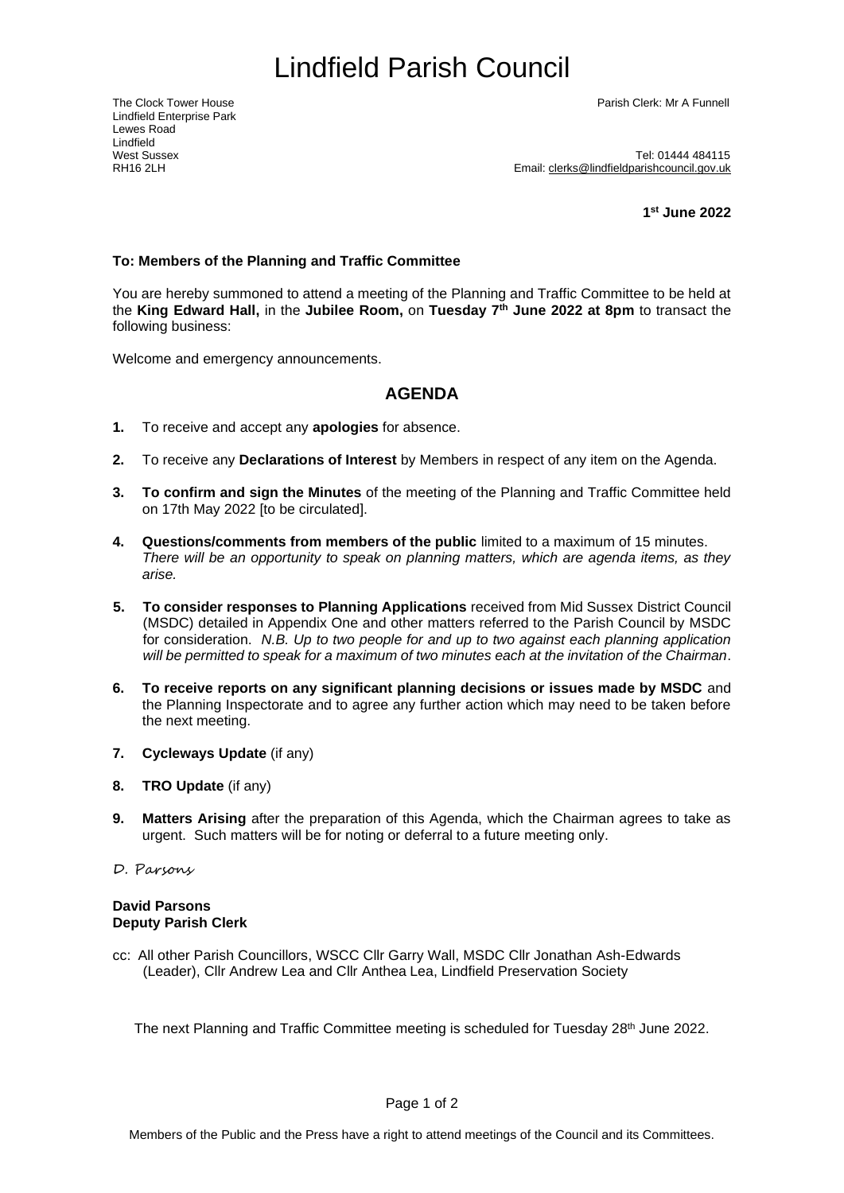# Lindfield Parish Council

The Clock Tower House
Lindfield Enterprise Park
Lewes Road
Lindfield
West Sussex
RH16 2LH

Parish Clerk: Mr A Funnell

Tel: 01444 484115
Email: clerks@lindfieldparishcouncil.gov.uk

**1st June 2022**

**To: Members of the Planning and Traffic Committee**

You are hereby summoned to attend a meeting of the Planning and Traffic Committee to be held at the **King Edward Hall,** in the **Jubilee Room,** on **Tuesday 7th June 2022 at 8pm** to transact the following business:

Welcome and emergency announcements.

## AGENDA

1. To receive and accept any **apologies** for absence.
2. To receive any **Declarations of Interest** by Members in respect of any item on the Agenda.
3. **To confirm and sign the Minutes** of the meeting of the Planning and Traffic Committee held on 17th May 2022 [to be circulated].
4. **Questions/comments from members of the public** limited to a maximum of 15 minutes. *There will be an opportunity to speak on planning matters, which are agenda items, as they arise.*
5. **To consider responses to Planning Applications** received from Mid Sussex District Council (MSDC) detailed in Appendix One and other matters referred to the Parish Council by MSDC for consideration. *N.B. Up to two people for and up to two against each planning application will be permitted to speak for a maximum of two minutes each at the invitation of the Chairman*.
6. **To receive reports on any significant planning decisions or issues made by MSDC** and the Planning Inspectorate and to agree any further action which may need to be taken before the next meeting.
7. **Cycleways Update** (if any)
8. **TRO Update** (if any)
9. **Matters Arising** after the preparation of this Agenda, which the Chairman agrees to take as urgent. Such matters will be for noting or deferral to a future meeting only.

*D. Parsons*

**David Parsons**
**Deputy Parish Clerk**

cc: All other Parish Councillors, WSCC Cllr Garry Wall, MSDC Cllr Jonathan Ash-Edwards (Leader), Cllr Andrew Lea and Cllr Anthea Lea, Lindfield Preservation Society

The next Planning and Traffic Committee meeting is scheduled for Tuesday 28th June 2022.

Members of the Public and the Press have a right to attend meetings of the Council and its Committees.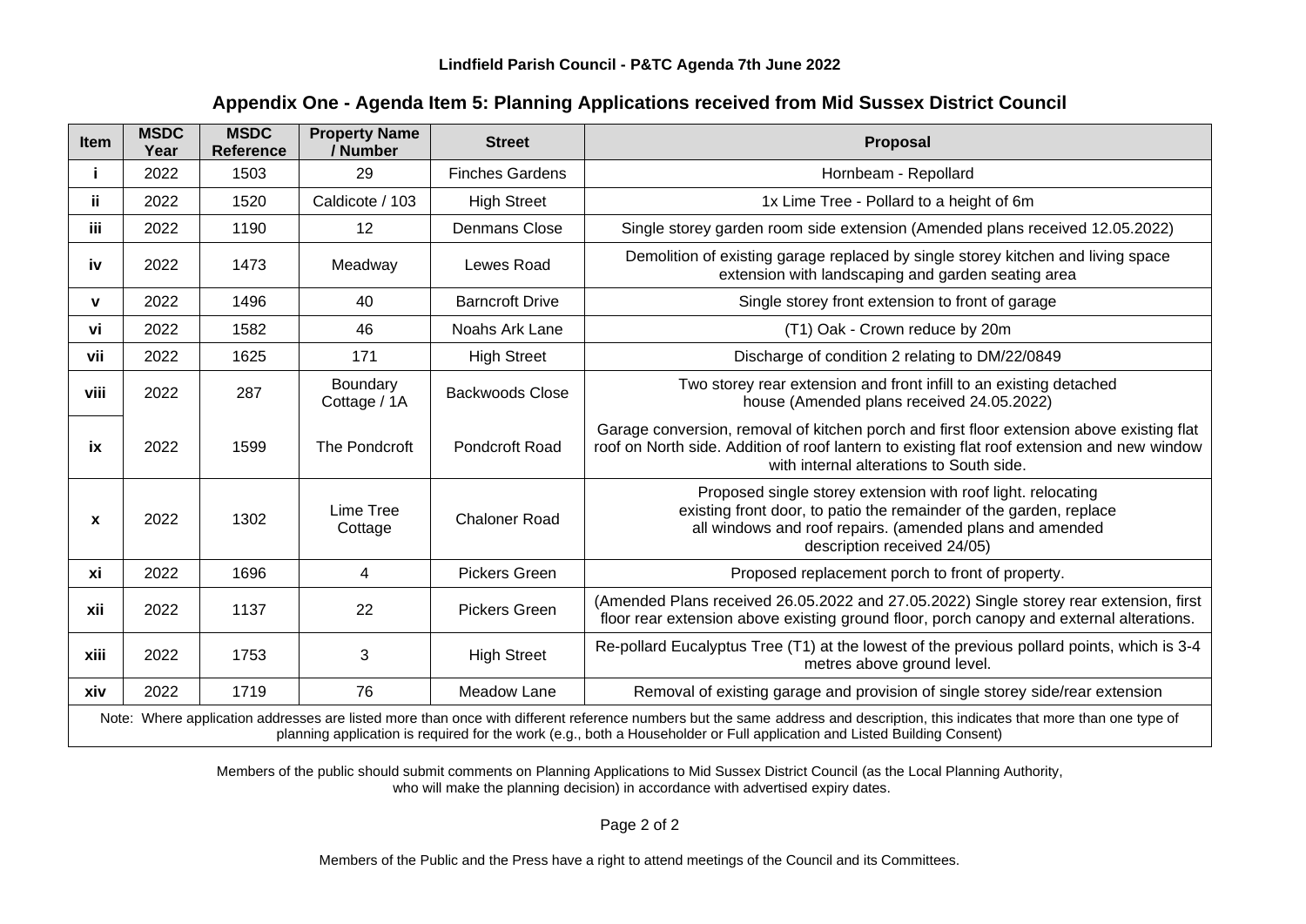**Lindfield Parish Council - P&TC Agenda 7th June 2022**

## Appendix One - Agenda Item 5: Planning Applications received from Mid Sussex District Council

| Item | MSDC Year | MSDC Reference | Property Name / Number | Street | Proposal |
|---|---|---|---|---|---|
| i | 2022 | 1503 | 29 | Finches Gardens | Hornbeam - Repollard |
| ii | 2022 | 1520 | Caldicote / 103 | High Street | 1x Lime Tree - Pollard to a height of 6m |
| iii | 2022 | 1190 | 12 | Denmans Close | Single storey garden room side extension (Amended plans received 12.05.2022) |
| iv | 2022 | 1473 | Meadway | Lewes Road | Demolition of existing garage replaced by single storey kitchen and living space extension with landscaping and garden seating area |
| v | 2022 | 1496 | 40 | Barncroft Drive | Single storey front extension to front of garage |
| vi | 2022 | 1582 | 46 | Noahs Ark Lane | (T1) Oak - Crown reduce by 20m |
| vii | 2022 | 1625 | 171 | High Street | Discharge of condition 2 relating to DM/22/0849 |
| viii | 2022 | 287 | Boundary Cottage / 1A | Backwoods Close | Two storey rear extension and front infill to an existing detached house (Amended plans received 24.05.2022) |
| ix | 2022 | 1599 | The Pondcroft | Pondcroft Road | Garage conversion, removal of kitchen porch and first floor extension above existing flat roof on North side. Addition of roof lantern to existing flat roof extension and new window with internal alterations to South side. |
| x | 2022 | 1302 | Lime Tree Cottage | Chaloner Road | Proposed single storey extension with roof light. relocating existing front door, to patio the remainder of the garden, replace all windows and roof repairs. (amended plans and amended description received 24/05) |
| xi | 2022 | 1696 | 4 | Pickers Green | Proposed replacement porch to front of property. |
| xii | 2022 | 1137 | 22 | Pickers Green | (Amended Plans received 26.05.2022 and 27.05.2022) Single storey rear extension, first floor rear extension above existing ground floor, porch canopy and external alterations. |
| xiii | 2022 | 1753 | 3 | High Street | Re-pollard Eucalyptus Tree (T1) at the lowest of the previous pollard points, which is 3-4 metres above ground level. |
| xiv | 2022 | 1719 | 76 | Meadow Lane | Removal of existing garage and provision of single storey side/rear extension |

Note: Where application addresses are listed more than once with different reference numbers but the same address and description, this indicates that more than one type of planning application is required for the work (e.g., both a Householder or Full application and Listed Building Consent)

Members of the public should submit comments on Planning Applications to Mid Sussex District Council (as the Local Planning Authority, who will make the planning decision) in accordance with advertised expiry dates.

Members of the Public and the Press have a right to attend meetings of the Council and its Committees.